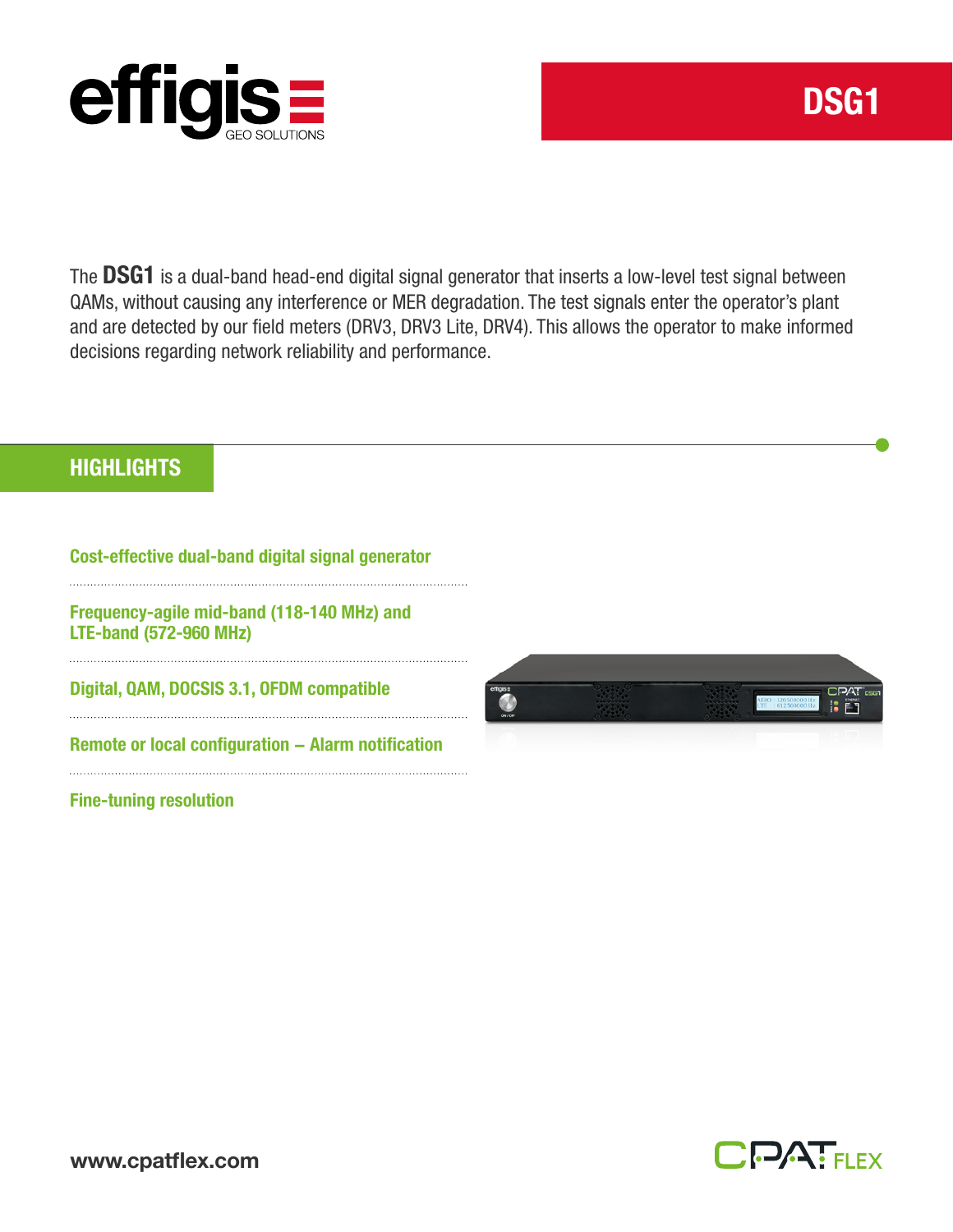# DSG1

The **DSG1** is a dual-band head-end digital signal generator that inserts a low-level test signal between QAMs, without causing any interference or MER degradation. The test signals enter the operator's plant and are detected by our field meters (DRV3, DRV3 Lite, DRV4). This allows the operator to make informed decisions regarding network reliability and performance.

## HIGHLIGHTS

**Cost-effective dual-band digital signal generator**

**Frequency-agile mid-band (118-140 MHz) and LTE-band (572-960 MHz)**

**Digital, QAM, DOCSIS 3.1, OFDM compatible**

**Remote or local configuration – Alarm notification**

**Fine-tuning resolution**

www.cpatflex.com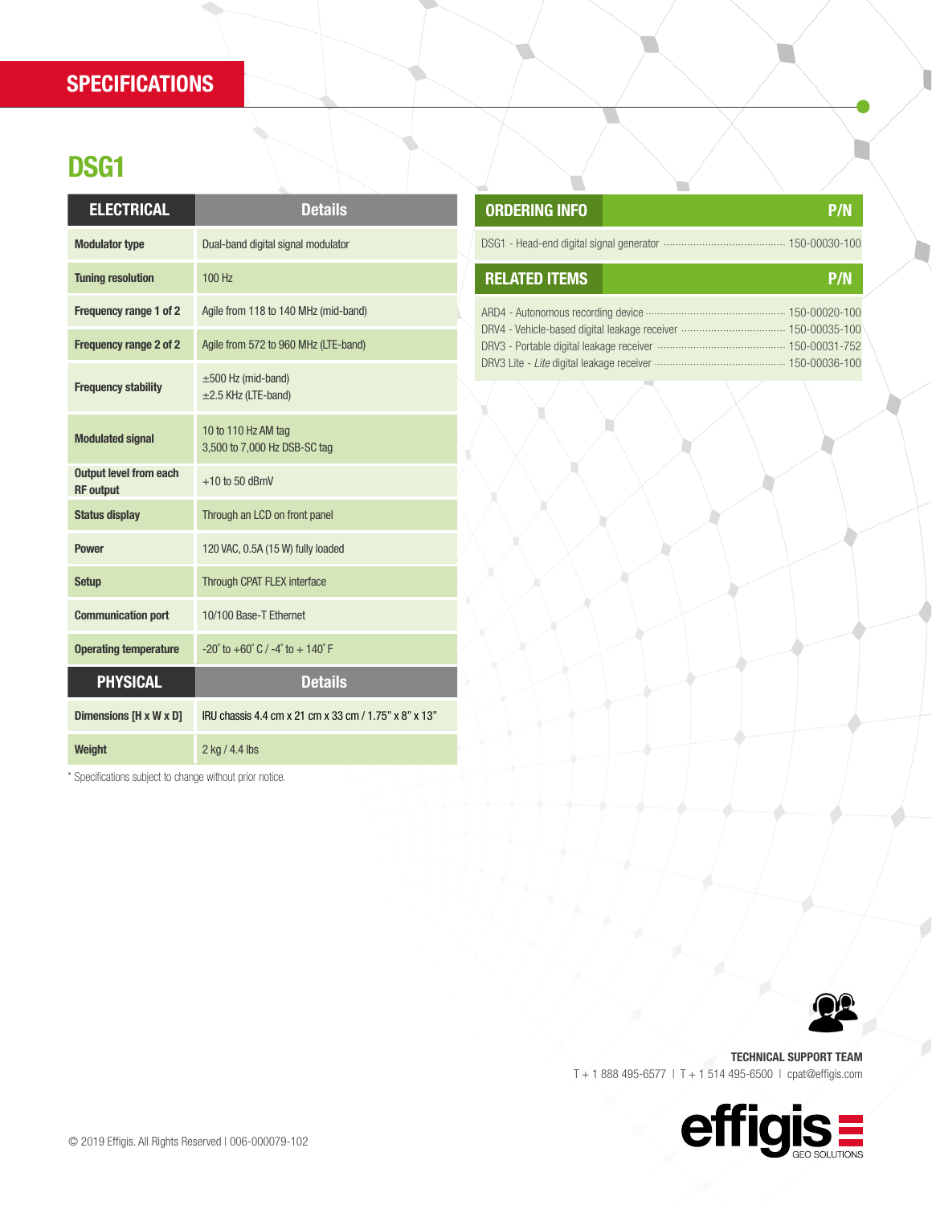## SPECIFICATIONS

# DSG1

| ELECTRICAL | Details |
|---|---|
| **Modulator type** | Dual-band digital signal modulator |
| **Tuning resolution** | 100 Hz |
| **Frequency range 1 of 2** | Agile from 118 to 140 MHz (mid-band) |
| **Frequency range 2 of 2** | Agile from 572 to 960 MHz (LTE-band) |
| **Frequency stability** | ±500 Hz (mid-band)<br>±2.5 KHz (LTE-band) |
| **Modulated signal** | 10 to 110 Hz AM tag<br>3,500 to 7,000 Hz DSB-SC tag |
| **Output level from each RF output** | +10 to 50 dBmV |
| **Status display** | Through an LCD on front panel |
| **Power** | 120 VAC, 0.5A (15 W) fully loaded |
| **Setup** | Through CPAT FLEX interface |
| **Communication port** | 10/100 Base-T Ethernet |
| **Operating temperature** | -20˚ to +60˚ C / -4˚ to + 140˚ F |
| **PHYSICAL** | **Details** |
| **Dimensions [H x W x D]** | IRU chassis 4.4 cm x 21 cm x 33 cm / 1.75" x 8" x 13" |
| **Weight** | 2 kg / 4.4 lbs |

* Specifications subject to change without prior notice.

| ORDERING INFO | P/N |
|---|---|
| DSG1 - Head-end digital signal generator | 150-00030-100 |

| RELATED ITEMS | P/N |
|---|---|
| ARD4 - Autonomous recording device | 150-00020-100 |
| DRV4 - Vehicle-based digital leakage receiver | 150-00035-100 |
| DRV3 - Portable digital leakage receiver | 150-00031-752 |
| DRV3 Lite - *Lite* digital leakage receiver | 150-00036-100 |

**TECHNICAL SUPPORT TEAM**
T + 1 888 495-6577 | T + 1 514 495-6500 | cpat@effigis.com

effigis GEO SOLUTIONS

© 2019 Effigis. All Rights Reserved | 006-000079-102